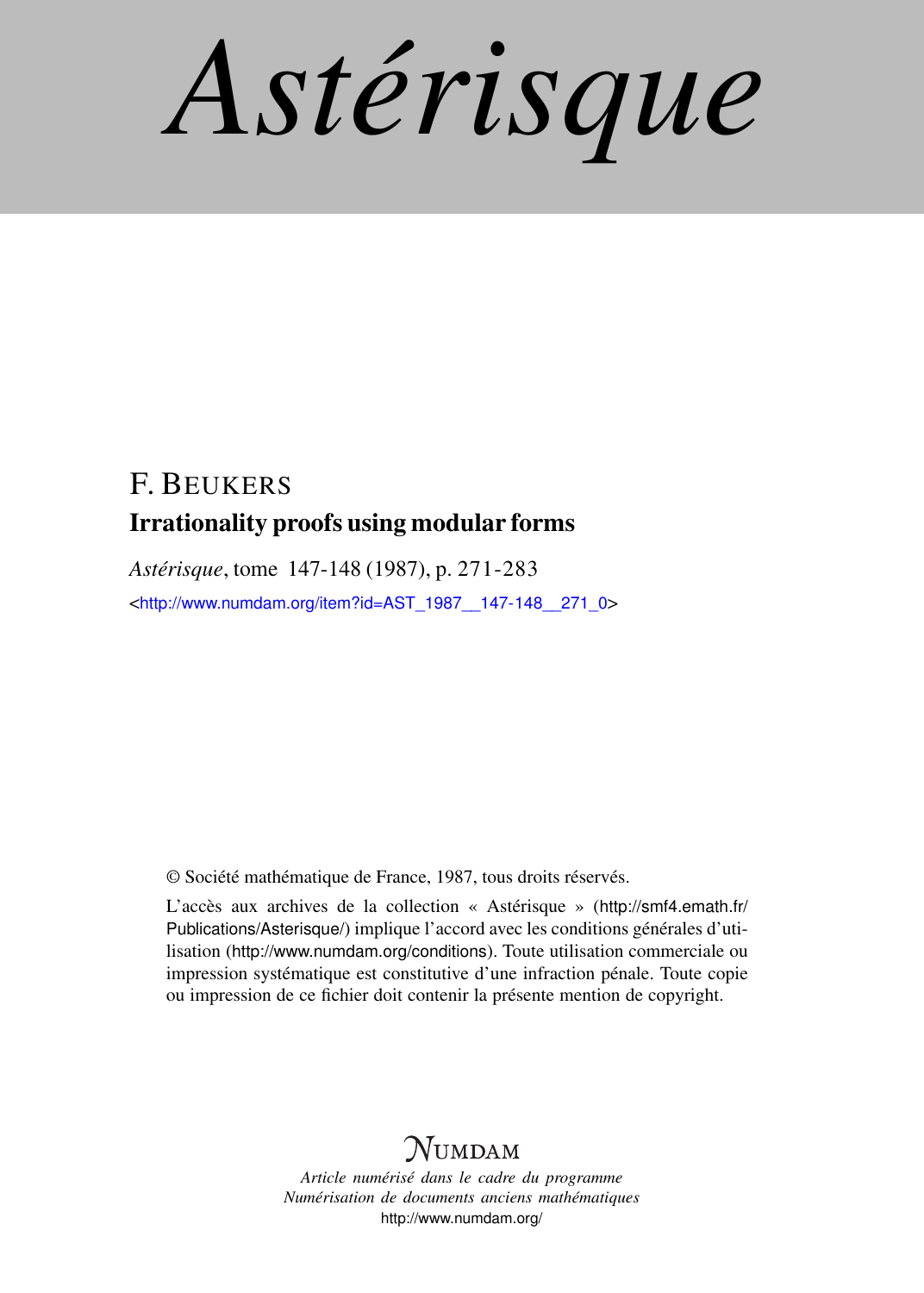# Astérisque

F. BEUKERS

## Irrationality proofs using modular forms

*Astérisque*, tome 147-148 (1987), p. 271-283

<http://www.numdam.org/item?id=AST_1987__147-148__271_0>

© Société mathématique de France, 1987, tous droits réservés.

L'accès aux archives de la collection « Astérisque » (http://smf4.emath.fr/Publications/Asterisque/) implique l'accord avec les conditions générales d'utilisation (http://www.numdam.org/conditions). Toute utilisation commerciale ou impression systématique est constitutive d'une infraction pénale. Toute copie ou impression de ce fichier doit contenir la présente mention de copyright.

NUMDAM

*Article numérisé dans le cadre du programme*
*Numérisation de documents anciens mathématiques*
http://www.numdam.org/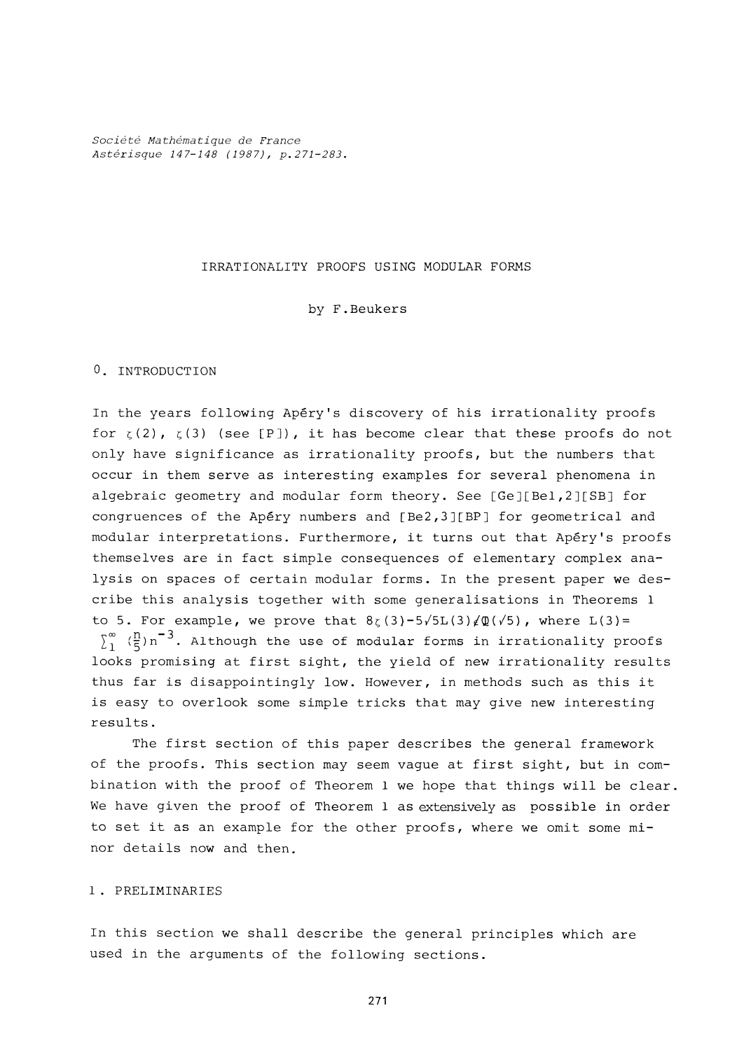Société Mathématique de France
Astérisque 147-148 (1987), p.271-283.

# IRRATIONALITY PROOFS USING MODULAR FORMS

by F.Beukers

## 0. INTRODUCTION

In the years following Apéry's discovery of his irrationality proofs for $\zeta(2)$, $\zeta(3)$ (see [P]), it has become clear that these proofs do not only have significance as irrationality proofs, but the numbers that occur in them serve as interesting examples for several phenomena in algebraic geometry and modular form theory. See [Ge][Be1,2][SB] for congruences of the Apéry numbers and [Be2,3][BP] for geometrical and modular interpretations. Furthermore, it turns out that Apéry's proofs themselves are in fact simple consequences of elementary complex analysis on spaces of certain modular forms. In the present paper we describe this analysis together with some generalisations in Theorems 1 to 5. For example, we prove that $8\zeta(3)-5\sqrt{5}L(3)\notin\mathbb{Q}(\sqrt{5})$, where $L(3)=\sum_1^\infty \left(\frac{n}{5}\right)n^{-3}$. Although the use of modular forms in irrationality proofs looks promising at first sight, the yield of new irrationality results thus far is disappointingly low. However, in methods such as this it is easy to overlook some simple tricks that may give new interesting results.

The first section of this paper describes the general framework of the proofs. This section may seem vague at first sight, but in combination with the proof of Theorem 1 we hope that things will be clear. We have given the proof of Theorem 1 as extensively as possible in order to set it as an example for the other proofs, where we omit some minor details now and then.

## 1. PRELIMINARIES

In this section we shall describe the general principles which are used in the arguments of the following sections.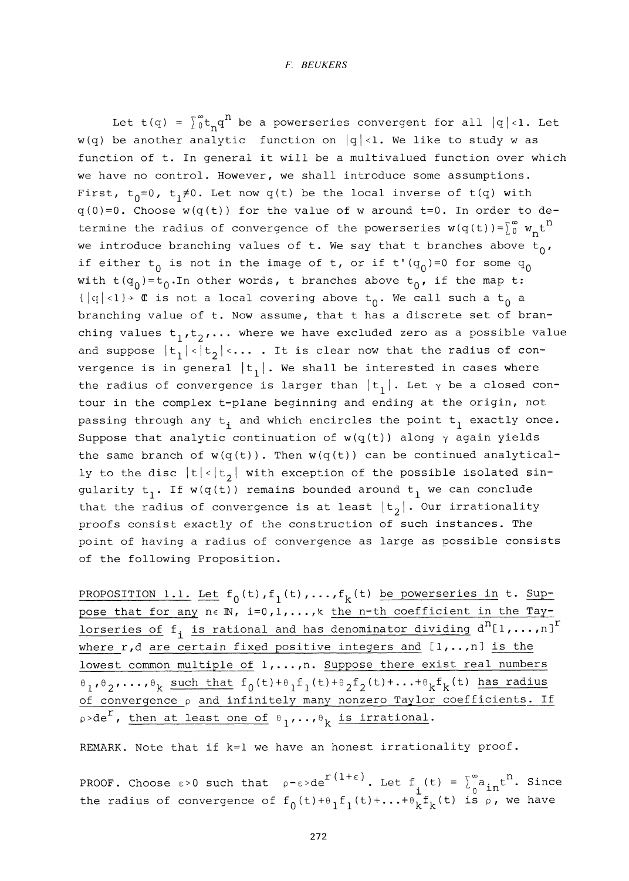Let $t(q) = \sum_0^\infty t_n q^n$ be a powerseries convergent for all $|q|<1$. Let $w(q)$ be another analytic function on $|q|<1$. We like to study $w$ as function of $t$. In general it will be a multivalued function over which we have no control. However, we shall introduce some assumptions. First, $t_0=0$, $t_1 \neq 0$. Let now $q(t)$ be the local inverse of $t(q)$ with $q(0)=0$. Choose $w(q(t))$ for the value of $w$ around $t=0$. In order to determine the radius of convergence of the powerseries $w(q(t)) = \sum_0^\infty w_n t^n$ we introduce branching values of $t$. We say that $t$ branches above $t_0$, if either $t_0$ is not in the image of $t$, or if $t'(q_0)=0$ for some $q_0$ with $t(q_0)=t_0$. In other words, $t$ branches above $t_0$, if the map $t$: $\{|q|<1\} \to \mathbb{C}$ is not a local covering above $t_0$. We call such a $t_0$ a branching value of $t$. Now assume, that $t$ has a discrete set of branching values $t_1, t_2, \ldots$ where we have excluded zero as a possible value and suppose $|t_1|<|t_2|<\ldots$ . It is clear now that the radius of convergence is in general $|t_1|$. We shall be interested in cases where the radius of convergence is larger than $|t_1|$. Let $\gamma$ be a closed contour in the complex $t$-plane beginning and ending at the origin, not passing through any $t_i$ and which encircles the point $t_1$ exactly once. Suppose that analytic continuation of $w(q(t))$ along $\gamma$ again yields the same branch of $w(q(t))$. Then $w(q(t))$ can be continued analytically to the disc $|t|<|t_2|$ with exception of the possible isolated singularity $t_1$. If $w(q(t))$ remains bounded around $t_1$ we can conclude that the radius of convergence is at least $|t_2|$. Our irrationality proofs consist exactly of the construction of such instances. The point of having a radius of convergence as large as possible consists of the following Proposition.

PROPOSITION 1.1. *Let $f_0(t), f_1(t), \ldots, f_k(t)$ be powerseries in $t$. Suppose that for any $n \in \mathbb{N}$, $i=0,1,\ldots,k$ the $n$-th coefficient in the Taylorseries of $f_i$ is rational and has denominator dividing $d^n[1,\ldots,n]^r$ where $r,d$ are certain fixed positive integers and $[1,\ldots,n]$ is the lowest common multiple of $1,\ldots,n$. Suppose there exist real numbers $\theta_1, \theta_2, \ldots, \theta_k$ such that $f_0(t)+\theta_1 f_1(t)+\theta_2 f_2(t)+\ldots+\theta_k f_k(t)$ has radius of convergence $\rho$ and infinitely many nonzero Taylor coefficients. If $\rho > de^r$, then at least one of $\theta_1, \ldots, \theta_k$ is irrational.*

REMARK. Note that if $k=1$ we have an honest irrationality proof.

PROOF. Choose $\varepsilon>0$ such that $\rho-\varepsilon > de^{r(1+\varepsilon)}$. Let $f_i(t) = \sum_0^\infty a_{in} t^n$. Since the radius of convergence of $f_0(t)+\theta_1 f_1(t)+\ldots+\theta_k f_k(t)$ is $\rho$, we have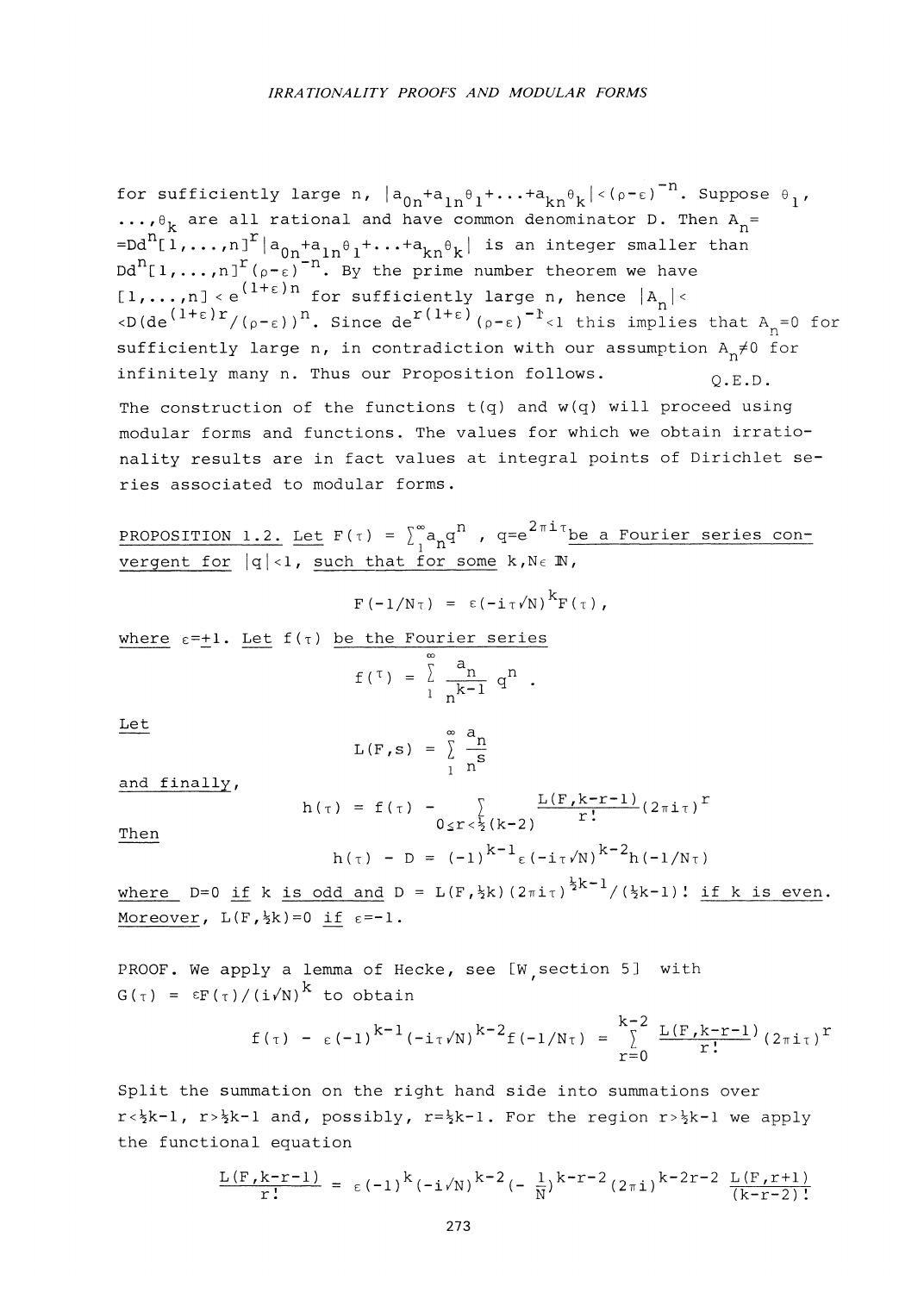for sufficiently large $n$, $|a_{0n}+a_{1n}\theta_1+\ldots+a_{kn}\theta_k|<(\rho-\varepsilon)^{-n}$. Suppose $\theta_1$, $\ldots,\theta_k$ are all rational and have common denominator $D$. Then $A_n = Dd^n[1,\ldots,n]^r|a_{0n}+a_{1n}\theta_1+\ldots+a_{kn}\theta_k|$ is an integer smaller than $Dd^n[1,\ldots,n]^r(\rho-\varepsilon)^{-n}$. By the prime number theorem we have $[1,\ldots,n]<e^{(1+\varepsilon)n}$ for sufficiently large $n$, hence $|A_n|< <D(de^{(1+\varepsilon)r}/(\rho-\varepsilon))^n$. Since $de^{r(1+\varepsilon)}(\rho-\varepsilon)^{-1}<1$ this implies that $A_n=0$ for sufficiently large $n$, in contradiction with our assumption $A_n\neq 0$ for infinitely many $n$. Thus our Proposition follows. Q.E.D.

The construction of the functions $t(q)$ and $w(q)$ will proceed using modular forms and functions. The values for which we obtain irrationality results are in fact values at integral points of Dirichlet series associated to modular forms.

PROPOSITION 1.2. *Let $F(\tau)=\sum_1^\infty a_nq^n$, $q=e^{2\pi i\tau}$ be a Fourier series convergent for $|q|<1$, such that for some $k,N\in\mathbb{N}$,*

$$F(-1/N\tau)=\varepsilon(-i\tau\sqrt{N})^kF(\tau),$$

*where $\varepsilon=\pm1$. Let $f(\tau)$ be the Fourier series*

$$f(\tau)=\sum_1^\infty \frac{a_n}{n^{k-1}}q^n.$$

Let

$$L(F,s)=\sum_1^\infty \frac{a_n}{n^s}$$

and finally,

$$h(\tau)=f(\tau)-\sum_{0\le r<\frac12(k-2)}\frac{L(F,k-r-1)}{r!}(2\pi i\tau)^r$$

Then

$$h(\tau)-D=(-1)^{k-1}\varepsilon(-i\tau\sqrt{N})^{k-2}h(-1/N\tau)$$

*where $D=0$ if $k$ is odd and $D=L(F,\frac12k)(2\pi i\tau)^{\frac12k-1}/(\frac12k-1)!$ if $k$ is even. Moreover, $L(F,\frac12k)=0$ if $\varepsilon=-1$.*

PROOF. We apply a lemma of Hecke, see [W, section 5] with $G(\tau)=\varepsilon F(\tau)/(i\sqrt{N})^k$ to obtain

$$f(\tau)-\varepsilon(-1)^{k-1}(-i\tau\sqrt{N})^{k-2}f(-1/N\tau)=\sum_{r=0}^{k-2}\frac{L(F,k-r-1)}{r!}(2\pi i\tau)^r$$

Split the summation on the right hand side into summations over $r<\frac12k-1$, $r>\frac12k-1$ and, possibly, $r=\frac12k-1$. For the region $r>\frac12k-1$ we apply the functional equation

$$\frac{L(F,k-r-1)}{r!}=\varepsilon(-1)^k(-i/N)^{k-2}\left(-\frac{1}{N}\right)^{k-r-2}(2\pi i)^{k-2r-2}\frac{L(F,r+1)}{(k-r-2)!}$$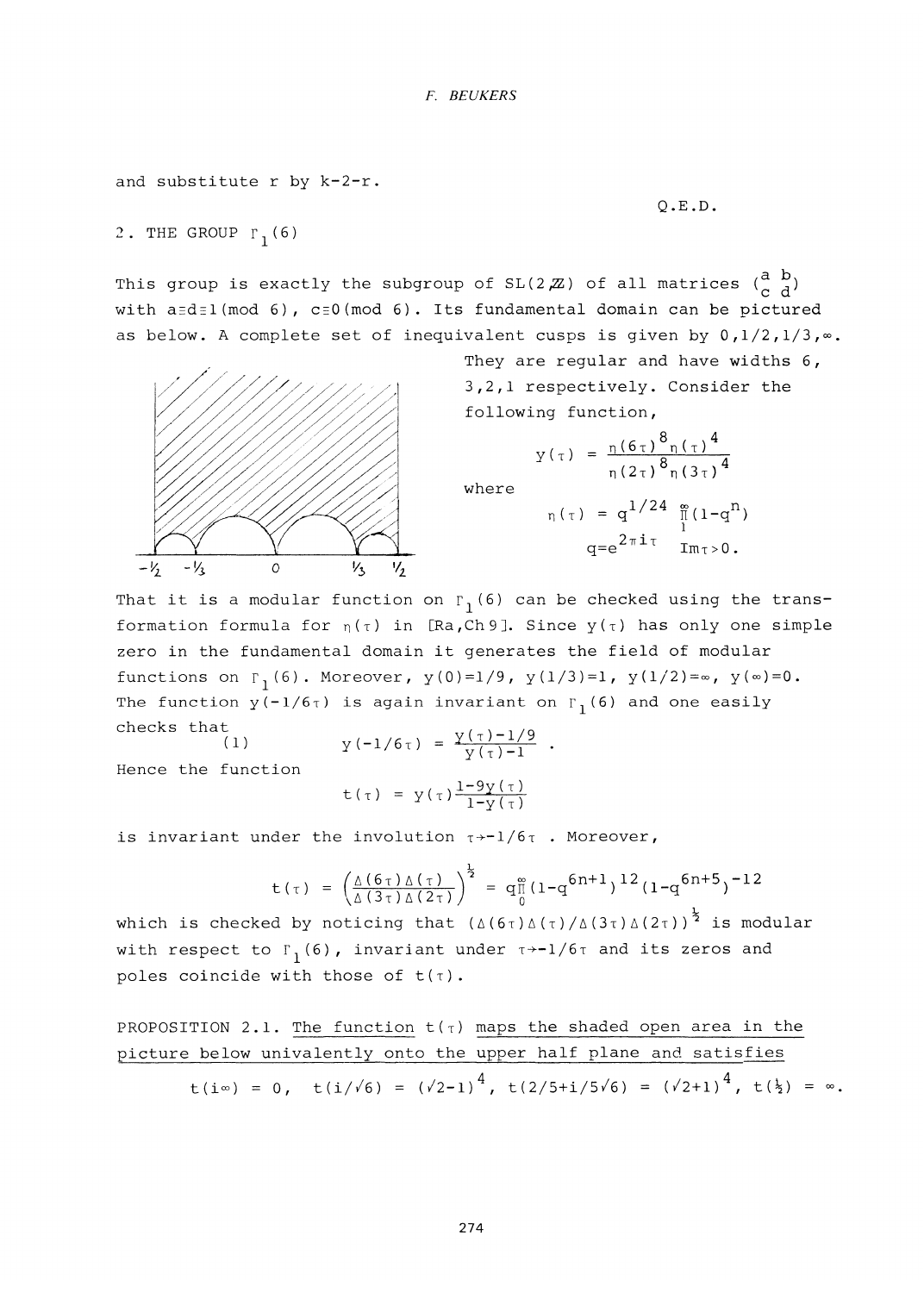and substitute r by k-2-r.

Q.E.D.

## 2. THE GROUP $\Gamma_1(6)$

This group is exactly the subgroup of $SL(2,\mathbb{Z})$ of all matrices $\begin{pmatrix} a & b \\ c & d \end{pmatrix}$ with $a\equiv d\equiv 1 \pmod 6$, $c\equiv 0 \pmod 6$. Its fundamental domain can be pictured as below. A complete set of inequivalent cusps is given by $0, 1/2, 1/3, \infty$. They are regular and have widths 6, 3, 2, 1 respectively. Consider the following function,

$$y(\tau) = \frac{\eta(6\tau)^8 \eta(\tau)^4}{\eta(2\tau)^8 \eta(3\tau)^4}$$

where

$$\eta(\tau) = q^{1/24} \prod_1^\infty (1-q^n)$$

$$q = e^{2\pi i\tau} \qquad \text{Im}\,\tau > 0.$$

That it is a modular function on $\Gamma_1(6)$ can be checked using the transformation formula for $\eta(\tau)$ in [Ra, Ch 9]. Since $y(\tau)$ has only one simple zero in the fundamental domain it generates the field of modular functions on $\Gamma_1(6)$. Moreover, $y(0)=1/9$, $y(1/3)=1$, $y(1/2)=\infty$, $y(\infty)=0$. The function $y(-1/6\tau)$ is again invariant on $\Gamma_1(6)$ and one easily checks that

$$(1) \qquad y(-1/6\tau) = \frac{y(\tau)-1/9}{y(\tau)-1}.$$

Hence the function

$$t(\tau) = y(\tau)\frac{1-9y(\tau)}{1-y(\tau)}$$

is invariant under the involution $\tau \to -1/6\tau$. Moreover,

$$t(\tau) = \left(\frac{\Delta(6\tau)\Delta(\tau)}{\Delta(3\tau)\Delta(2\tau)}\right)^{\frac{1}{2}} = q\prod_0^\infty (1-q^{6n+1})^{12}(1-q^{6n+5})^{-12}$$

which is checked by noticing that $(\Delta(6\tau)\Delta(\tau)/\Delta(3\tau)\Delta(2\tau))^{\frac{1}{2}}$ is modular with respect to $\Gamma_1(6)$, invariant under $\tau \to -1/6\tau$ and its zeros and poles coincide with those of $t(\tau)$.

PROPOSITION 2.1. <u>The function $t(\tau)$ maps the shaded open area in the picture below univalently onto the upper half plane and satisfies</u>

$$t(i\infty) = 0, \quad t(i/\sqrt{6}) = (\sqrt{2}-1)^4, \quad t(2/5+i/5\sqrt{6}) = (\sqrt{2}+1)^4, \quad t(\tfrac{1}{2}) = \infty.$$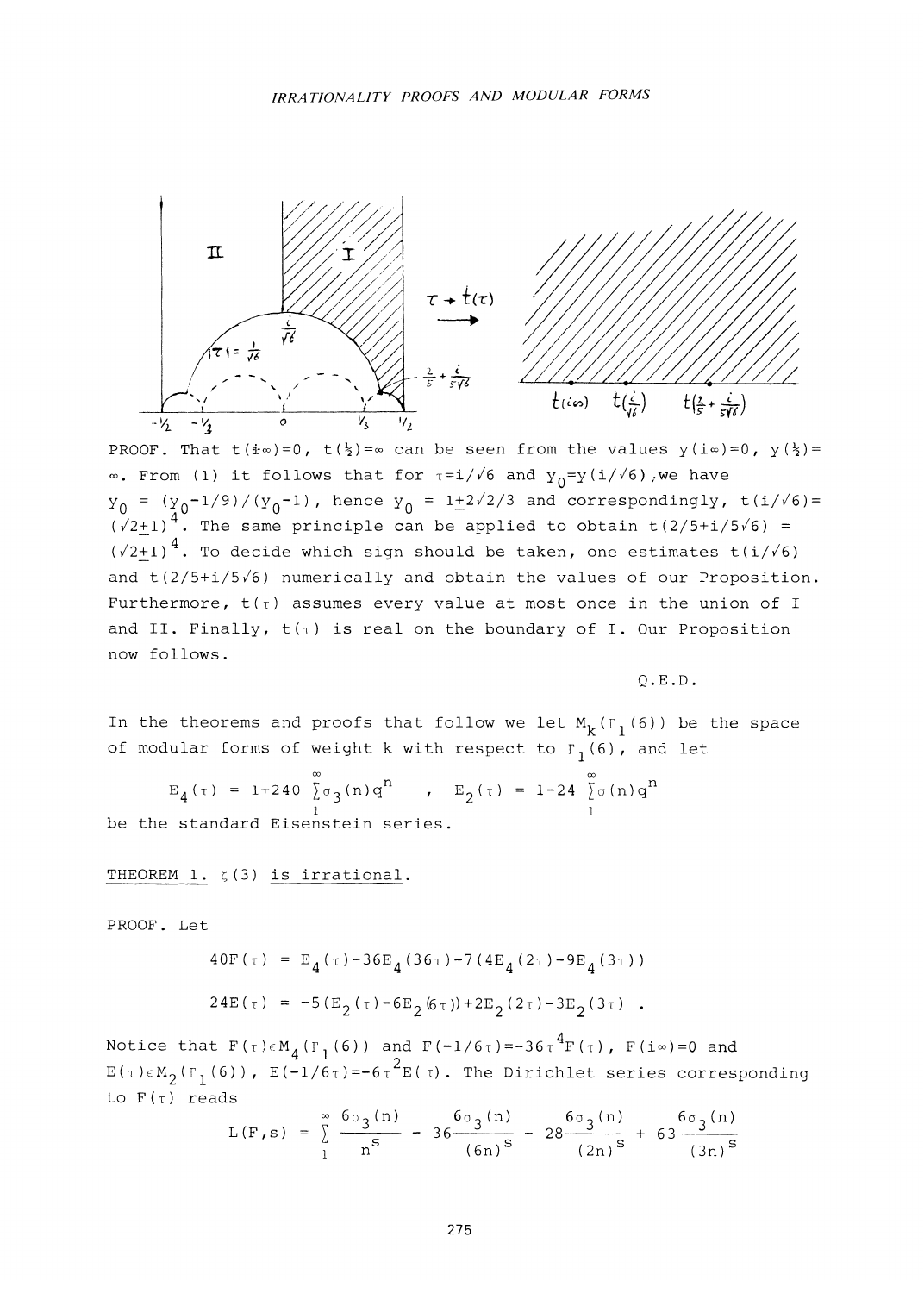PROOF. That $t(i\infty)=0$, $t(\frac{1}{2})=\infty$ can be seen from the values $y(i\infty)=0$, $y(\frac{1}{2})=\infty$. From (1) it follows that for $\tau=i/\sqrt{6}$ and $y_0=y(i/\sqrt{6})$, we have $y_0 = (y_0-1/9)/(y_0-1)$, hence $y_0 = 1\pm 2\sqrt{2}/3$ and correspondingly, $t(i/\sqrt{6})=(\sqrt{2}\pm 1)^4$. The same principle can be applied to obtain $t(2/5+i/5\sqrt{6}) = (\sqrt{2}\pm 1)^4$. To decide which sign should be taken, one estimates $t(i/\sqrt{6})$ and $t(2/5+i/5\sqrt{6})$ numerically and obtain the values of our Proposition. Furthermore, $t(\tau)$ assumes every value at most once in the union of I and II. Finally, $t(\tau)$ is real on the boundary of I. Our Proposition now follows.

Q.E.D.

In the theorems and proofs that follow we let $M_k(\Gamma_1(6))$ be the space of modular forms of weight k with respect to $\Gamma_1(6)$, and let

$$E_4(\tau) = 1+240\sum_1^\infty \sigma_3(n)q^n \quad , \quad E_2(\tau) = 1-24\sum_1^\infty \sigma(n)q^n$$

be the standard Eisenstein series.

<u>THEOREM 1. $\zeta(3)$ is irrational.</u>

PROOF. Let

$$40F(\tau) = E_4(\tau)-36E_4(36\tau)-7(4E_4(2\tau)-9E_4(3\tau))$$

$$24E(\tau) = -5(E_2(\tau)-6E_2(6\tau))+2E_2(2\tau)-3E_2(3\tau) \;.$$

Notice that $F(\tau)\in M_4(\Gamma_1(6))$ and $F(-1/6\tau)=-36\tau^4F(\tau)$, $F(i\infty)=0$ and $E(\tau)\in M_2(\Gamma_1(6))$, $E(-1/6\tau)=-6\tau^2E(\tau)$. The Dirichlet series corresponding to $F(\tau)$ reads

$$L(F,s) = \sum_1^\infty \frac{6\sigma_3(n)}{n^s} - 36\frac{6\sigma_3(n)}{(6n)^s} - 28\frac{6\sigma_3(n)}{(2n)^s} + 63\frac{6\sigma_3(n)}{(3n)^s}$$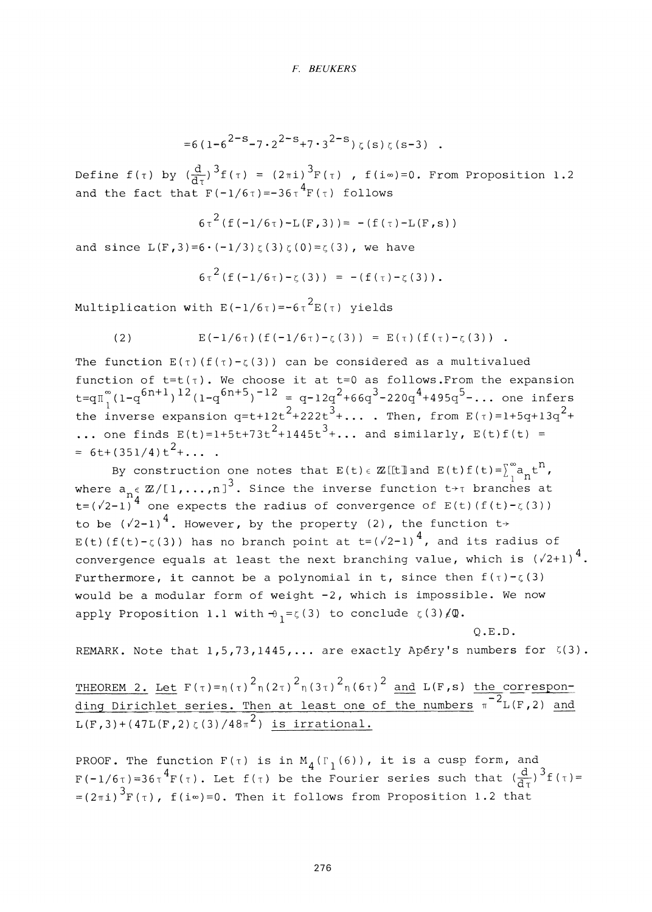$$=6(1-6^{2-s}-7\cdot 2^{2-s}+7\cdot 3^{2-s})\zeta(s)\zeta(s-3)\ .$$

Define $f(\tau)$ by $(\frac{d}{d\tau})^3 f(\tau) = (2\pi i)^3 F(\tau)$ , $f(i\infty)=0$. From Proposition 1.2 and the fact that $F(-1/6\tau)=-36\tau^4 F(\tau)$ follows

$$6\tau^2(f(-1/6\tau)-L(F,3)) = -(f(\tau)-L(F,s))$$

and since $L(F,3)=6\cdot(-1/3)\zeta(3)\zeta(0)=\zeta(3)$, we have

$$6\tau^2(f(-1/6\tau)-\zeta(3)) = -(f(\tau)-\zeta(3)).$$

Multiplication with $E(-1/6\tau)=-6\tau^2 E(\tau)$ yields

$$(2) \qquad E(-1/6\tau)(f(-1/6\tau)-\zeta(3)) = E(\tau)(f(\tau)-\zeta(3))\ .$$

The function $E(\tau)(f(\tau)-\zeta(3))$ can be considered as a multivalued function of $t=t(\tau)$. We choose it at $t=0$ as follows. From the expansion $t=q\Pi_1^\infty(1-q^{6n+1})^{12}(1-q^{6n+5})^{-12} = q-12q^2+66q^3-220q^4+495q^5-\ldots$ one infers the inverse expansion $q=t+12t^2+222t^3+\ldots$ . Then, from $E(\tau)=1+5q+13q^2+\ldots$ one finds $E(t)=1+5t+73t^2+1445t^3+\ldots$ and similarly, $E(t)f(t) = 6t+(351/4)t^2+\ldots$ .

By construction one notes that $E(t)\in \mathbb{Z}[[t]]$ and $E(t)f(t)=\sum_1^\infty a_n t^n$, where $a_n \in \mathbb{Z}/[1,\ldots,n]^3$. Since the inverse function $t\to\tau$ branches at $t=(\sqrt{2}-1)^4$ one expects the radius of convergence of $E(t)(f(t)-\zeta(3))$ to be $(\sqrt{2}-1)^4$. However, by the property (2), the function $t\to E(t)(f(t)-\zeta(3))$ has no branch point at $t=(\sqrt{2}-1)^4$, and its radius of convergence equals at least the next branching value, which is $(\sqrt{2}+1)^4$. Furthermore, it cannot be a polynomial in $t$, since then $f(\tau)-\zeta(3)$ would be a modular form of weight $-2$, which is impossible. We now apply Proposition 1.1 with $-\theta_1=\zeta(3)$ to conclude $\zeta(3)\notin\mathbb{Q}$.

Q.E.D.

REMARK. Note that $1,5,73,1445,\ldots$ are exactly Apéry's numbers for $\zeta(3)$.

THEOREM 2. *Let $F(\tau)=\eta(\tau)^2\eta(2\tau)^2\eta(3\tau)^2\eta(6\tau)^2$ and $L(F,s)$ the corresponding Dirichlet series. Then at least one of the numbers $\pi^{-2}L(F,2)$ and $L(F,3)+(47L(F,2)\zeta(3)/48\pi^2)$ is irrational.*

PROOF. The function $F(\tau)$ is in $M_4(\Gamma_1(6))$, it is a cusp form, and $F(-1/6\tau)=36\tau^4F(\tau)$. Let $f(\tau)$ be the Fourier series such that $(\frac{d}{d\tau})^3 f(\tau) = (2\pi i)^3F(\tau)$, $f(i\infty)=0$. Then it follows from Proposition 1.2 that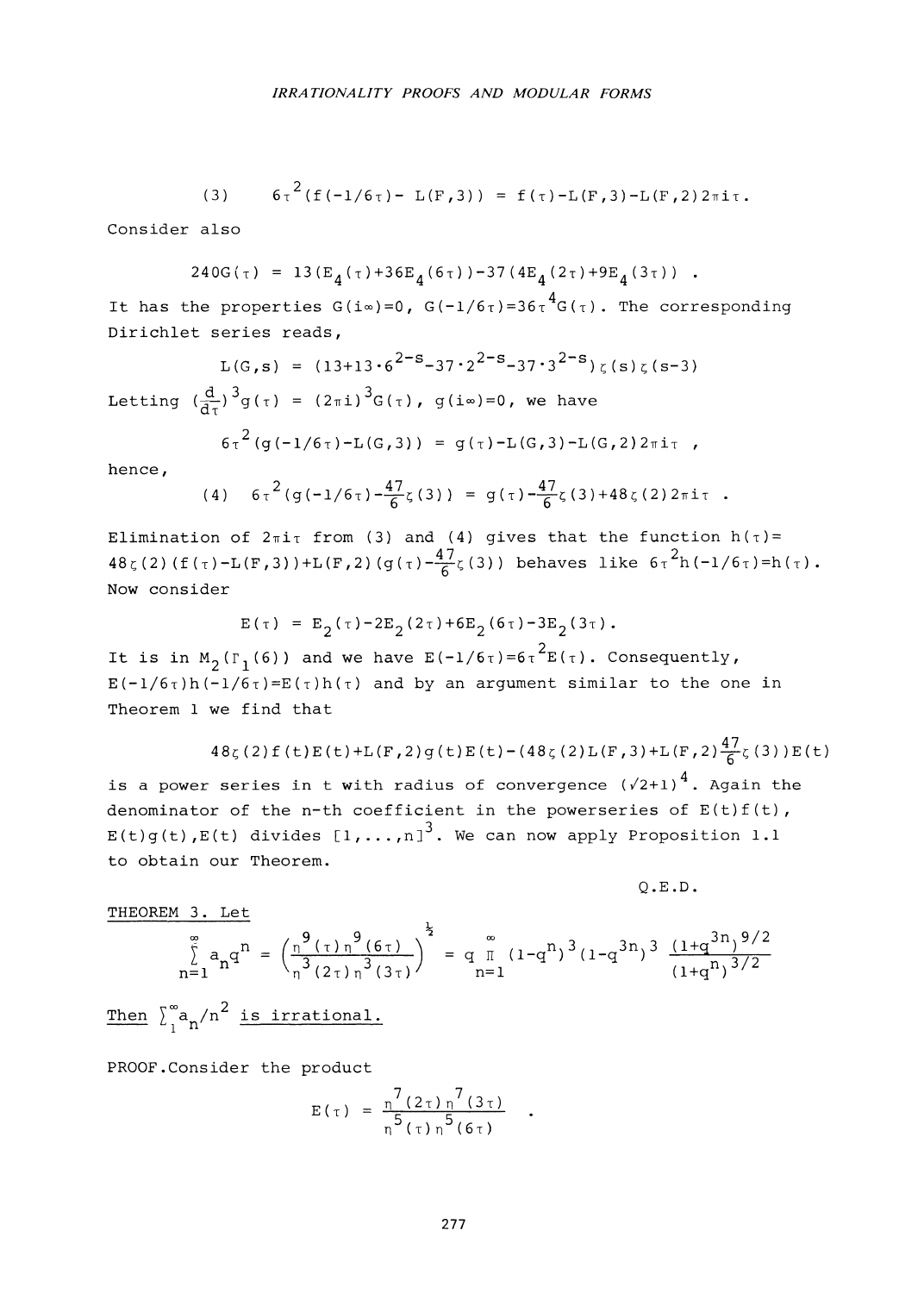$$(3) \qquad 6\tau^2(f(-1/6\tau)-L(F,3)) = f(\tau)-L(F,3)-L(F,2)2\pi i\tau .$$

Consider also

$$240G(\tau) = 13(E_4(\tau)+36E_4(6\tau))-37(4E_4(2\tau)+9E_4(3\tau)) .$$

It has the properties $G(i\infty)=0$, $G(-1/6\tau)=36\tau^4 G(\tau)$. The corresponding Dirichlet series reads,

$$L(G,s) = (13+13\cdot 6^{2-s}-37\cdot 2^{2-s}-37\cdot 3^{2-s})\zeta(s)\zeta(s-3)$$

Letting $(\frac{d}{d\tau})^3 g(\tau) = (2\pi i)^3 G(\tau)$, $g(i\infty)=0$, we have

$$6\tau^2(g(-1/6\tau)-L(G,3)) = g(\tau)-L(G,3)-L(G,2)2\pi i\tau ,$$

hence,

$$(4) \qquad 6\tau^2(g(-1/6\tau)-\tfrac{47}{6}\zeta(3)) = g(\tau)-\tfrac{47}{6}\zeta(3)+48\zeta(2)2\pi i\tau .$$

Elimination of $2\pi i\tau$ from (3) and (4) gives that the function $h(\tau)= 48\zeta(2)(f(\tau)-L(F,3))+L(F,2)(g(\tau)-\frac{47}{6}\zeta(3))$ behaves like $6\tau^2 h(-1/6\tau)=h(\tau)$. Now consider

$$E(\tau) = E_2(\tau)-2E_2(2\tau)+6E_2(6\tau)-3E_2(3\tau).$$

It is in $M_2(\Gamma_1(6))$ and we have $E(-1/6\tau)=6\tau^2 E(\tau)$. Consequently, $E(-1/6\tau)h(-1/6\tau)=E(\tau)h(\tau)$ and by an argument similar to the one in Theorem 1 we find that

$$48\zeta(2)f(t)E(t)+L(F,2)g(t)E(t)-(48\zeta(2)L(F,3)+L(F,2)\tfrac{47}{6}\zeta(3))E(t)$$

is a power series in $t$ with radius of convergence $(\sqrt{2}+1)^4$. Again the denominator of the n-th coefficient in the powerseries of $E(t)f(t)$, $E(t)g(t)$, $E(t)$ divides $[1,\dots,n]^3$. We can now apply Proposition 1.1 to obtain our Theorem.

Q.E.D.

<u>THEOREM 3.</u> Let

$$\sum_{n=1}^{\infty} a_n q^n = \left(\frac{\eta^9(\tau)\eta^9(6\tau)}{\eta^3(2\tau)\eta^3(3\tau)}\right)^{\frac{1}{2}} = q\prod_{n=1}^{\infty}(1-q^n)^3(1-q^{3n})^3\frac{(1+q^{3n})^{9/2}}{(1+q^n)^{3/2}}$$

<u>Then $\sum_1^\infty a_n/n^2$ is irrational.</u>

PROOF. Consider the product

$$E(\tau) = \frac{\eta^7(2\tau)\eta^7(3\tau)}{\eta^5(\tau)\eta^5(6\tau)} .$$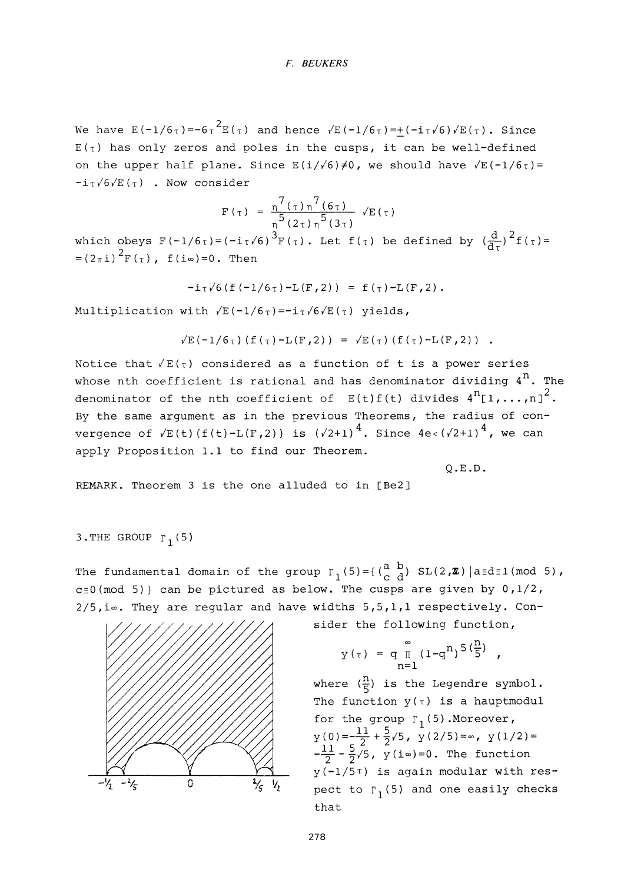We have $E(-1/6\tau)=-6\tau^2 E(\tau)$ and hence $\sqrt{E}(-1/6\tau)=\pm(-i\tau\sqrt{6})\sqrt{E}(\tau)$. Since $E(\tau)$ has only zeros and poles in the cusps, it can be well-defined on the upper half plane. Since $E(i/\sqrt{6})\neq 0$, we should have $\sqrt{E}(-1/6\tau)=-i\tau\sqrt{6}\sqrt{E}(\tau)$ . Now consider

$$F(\tau) = \frac{\eta^7(\tau)\eta^7(6\tau)}{\eta^5(2\tau)\eta^5(3\tau)}\sqrt{E}(\tau)$$

which obeys $F(-1/6\tau)=(-i\tau\sqrt{6})^3 F(\tau)$. Let $f(\tau)$ be defined by $(\frac{d}{d\tau})^2 f(\tau)=(2\pi i)^2 F(\tau)$, $f(i\infty)=0$. Then

$$-i\tau\sqrt{6}(f(-1/6\tau)-L(F,2)) = f(\tau)-L(F,2).$$

Multiplication with $\sqrt{E}(-1/6\tau)=-i\tau\sqrt{6}\sqrt{E}(\tau)$ yields,

$$\sqrt{E}(-1/6\tau)(f(\tau)-L(F,2)) = \sqrt{E}(\tau)(f(\tau)-L(F,2)) .$$

Notice that $\sqrt{E}(\tau)$ considered as a function of t is a power series whose nth coefficient is rational and has denominator dividing $4^n$. The denominator of the nth coefficient of $E(t)f(t)$ divides $4^n[1,\ldots,n]^2$. By the same argument as in the previous Theorems, the radius of convergence of $\sqrt{E}(t)(f(t)-L(F,2))$ is $(\sqrt{2}+1)^4$. Since $4e<(\sqrt{2}+1)^4$, we can apply Proposition 1.1 to find our Theorem.

Q.E.D.

REMARK. Theorem 3 is the one alluded to in [Be2]

## 3. THE GROUP $\Gamma_1(5)$

The fundamental domain of the group $\Gamma_1(5)=\{\begin{pmatrix} a & b \\ c & d\end{pmatrix} SL(2,\mathbb{Z}) \mid a\equiv d\equiv 1 \pmod 5$, $c\equiv 0 \pmod 5)\}$ can be pictured as below. The cusps are given by $0, 1/2, 2/5, i\infty$. They are regular and have widths 5,5,1,1 respectively. Consider the following function,

$$y(\tau) = q\prod_{n=1}^{\infty}(1-q^n)^{5(\frac{n}{5})} ,$$

where $(\frac{n}{5})$ is the Legendre symbol. The function $y(\tau)$ is a hauptmodul for the group $\Gamma_1(5)$. Moreover, $y(0)=-\frac{11}{2}+\frac{5}{2}\sqrt{5}$, $y(2/5)=\infty$, $y(1/2)=-\frac{11}{2}-\frac{5}{2}\sqrt{5}$, $y(i\infty)=0$. The function $y(-1/5\tau)$ is again modular with respect to $\Gamma_1(5)$ and one easily checks that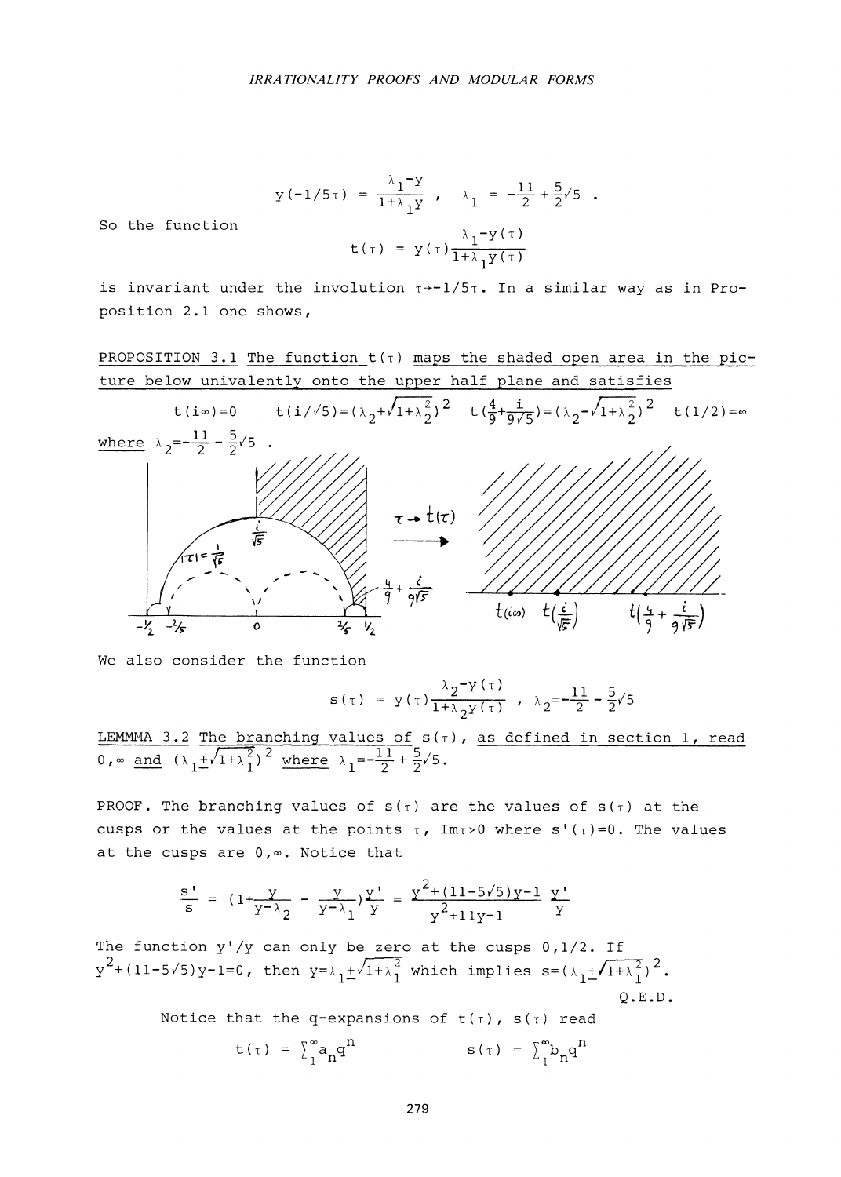$$y(-1/5\tau) = \frac{\lambda_1 - y}{1+\lambda_1 y}, \quad \lambda_1 = -\frac{11}{2} + \frac{5}{2}\sqrt{5}.$$

So the function

$$t(\tau) = y(\tau)\frac{\lambda_1 - y(\tau)}{1+\lambda_1 y(\tau)}$$

is invariant under the involution $\tau \to -1/5\tau$. In a similar way as in Proposition 2.1 one shows,

<u>PROPOSITION 3.1 The function $t(\tau)$ maps the shaded open area in the picture below univalently onto the upper half plane and satisfies</u>

$$t(i\infty)=0 \qquad t(i/\sqrt{5})=(\lambda_2+\sqrt{1+\lambda_2^2})^2 \qquad t(\tfrac{4}{9}+\tfrac{i}{9\sqrt{5}})=(\lambda_2-\sqrt{1+\lambda_2^2})^2 \qquad t(1/2)=\infty$$

<u>where</u> $\lambda_2 = -\frac{11}{2} - \frac{5}{2}\sqrt{5}$.

We also consider the function

$$s(\tau) = y(\tau)\frac{\lambda_2 - y(\tau)}{1+\lambda_2 y(\tau)}, \quad \lambda_2 = -\frac{11}{2} - \frac{5}{2}\sqrt{5}$$

<u>LEMMMA 3.2 The branching values of $s(\tau)$, as defined in section 1, read $0, \infty$ and $(\lambda_1 \pm \sqrt{1+\lambda_1^2})^2$ where $\lambda_1 = -\frac{11}{2} + \frac{5}{2}\sqrt{5}$.</u>

PROOF. The branching values of $s(\tau)$ are the values of $s(\tau)$ at the cusps or the values at the points $\tau$, $\mathrm{Im}\tau>0$ where $s'(\tau)=0$. The values at the cusps are $0,\infty$. Notice that

$$\frac{s'}{s} = \left(1+\frac{y}{y-\lambda_2} - \frac{y}{y-\lambda_1}\right)\frac{y'}{y} = \frac{y^2+(11-5\sqrt{5})y-1}{y^2+11y-1}\,\frac{y'}{y}$$

The function $y'/y$ can only be zero at the cusps $0, 1/2$. If $y^2+(11-5\sqrt{5})y-1=0$, then $y=\lambda_1 \pm \sqrt{1+\lambda_1^2}$ which implies $s=(\lambda_1 \pm \sqrt{1+\lambda_1^2})^2$.

Q.E.D.

Notice that the q-expansions of $t(\tau)$, $s(\tau)$ read

$$t(\tau) = \sum_1^\infty a_n q^n \qquad s(\tau) = \sum_1^\infty b_n q^n$$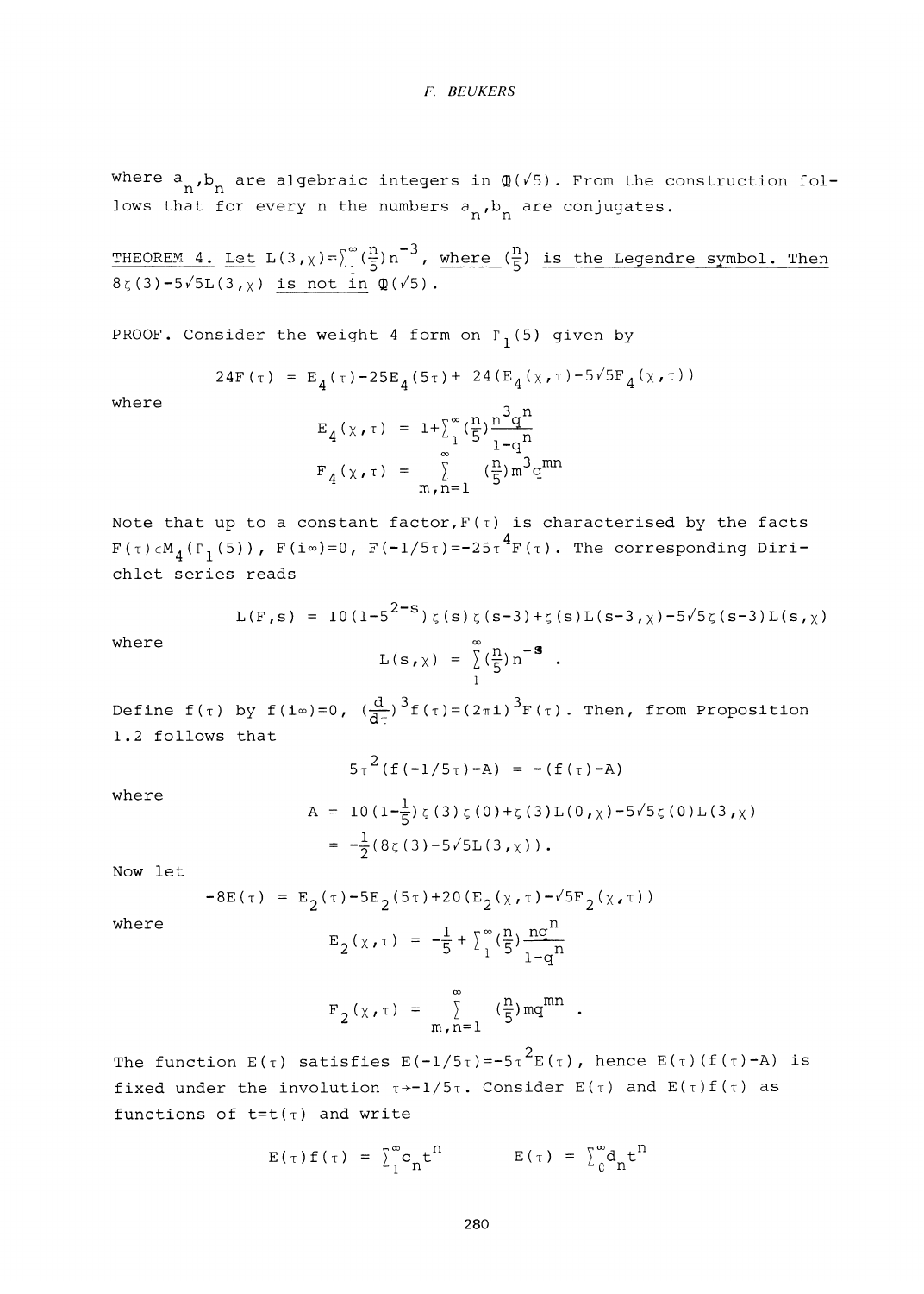where $a_n, b_n$ are algebraic integers in $\mathbb{Q}(\sqrt{5})$. From the construction follows that for every n the numbers $a_n, b_n$ are conjugates.

THEOREM 4. *Let $L(3,\chi)=\sum_1^\infty (\frac{n}{5})n^{-3}$, where $(\frac{n}{5})$ is the Legendre symbol. Then $8\zeta(3)-5\sqrt{5}L(3,\chi)$ is not in $\mathbb{Q}(\sqrt{5})$.*

PROOF. Consider the weight 4 form on $\Gamma_1(5)$ given by

$$24F(\tau) = E_4(\tau)-25E_4(5\tau)+ 24(E_4(\chi,\tau)-5\sqrt{5}F_4(\chi,\tau))$$

where

$$E_4(\chi,\tau) = 1+\sum_1^\infty (\tfrac{n}{5})\frac{n^3q^n}{1-q^n}$$

$$F_4(\chi,\tau) = \sum_{m,n=1}^{\infty} (\tfrac{n}{5})m^3q^{mn}$$

Note that up to a constant factor, $F(\tau)$ is characterised by the facts $F(\tau)\in M_4(\Gamma_1(5))$, $F(i\infty)=0$, $F(-1/5\tau)=-25\tau^4F(\tau)$. The corresponding Dirichlet series reads

$$L(F,s) = 10(1-5^{2-s})\zeta(s)\zeta(s-3)+\zeta(s)L(s-3,\chi)-5\sqrt{5}\zeta(s-3)L(s,\chi)$$

where

$$L(s,\chi) = \sum_1^\infty (\tfrac{n}{5})n^{-s} .$$

Define $f(\tau)$ by $f(i\infty)=0$, $(\frac{d}{d\tau})^3f(\tau)=(2\pi i)^3F(\tau)$. Then, from Proposition 1.2 follows that

$$5\tau^2(f(-1/5\tau)-A) = -(f(\tau)-A)$$

where

$$\begin{aligned} A &= 10(1-\tfrac{1}{5})\zeta(3)\zeta(0)+\zeta(3)L(0,\chi)-5\sqrt{5}\zeta(0)L(3,\chi) \\ &= -\tfrac{1}{2}(8\zeta(3)-5\sqrt{5}L(3,\chi)). \end{aligned}$$

Now let

$$-8E(\tau) = E_2(\tau)-5E_2(5\tau)+20(E_2(\chi,\tau)-\sqrt{5}F_2(\chi,\tau))$$

where

$$E_2(\chi,\tau) = -\tfrac{1}{5} + \sum_1^\infty (\tfrac{n}{5})\frac{nq^n}{1-q^n}$$

$$F_2(\chi,\tau) = \sum_{m,n=1}^{\infty} (\tfrac{n}{5})mq^{mn} .$$

The function $E(\tau)$ satisfies $E(-1/5\tau)=-5\tau^2E(\tau)$, hence $E(\tau)(f(\tau)-A)$ is fixed under the involution $\tau\to-1/5\tau$. Consider $E(\tau)$ and $E(\tau)f(\tau)$ as functions of $t=t(\tau)$ and write

$$E(\tau)f(\tau) = \sum_1^\infty c_nt^n \qquad E(\tau) = \sum_0^\infty d_nt^n$$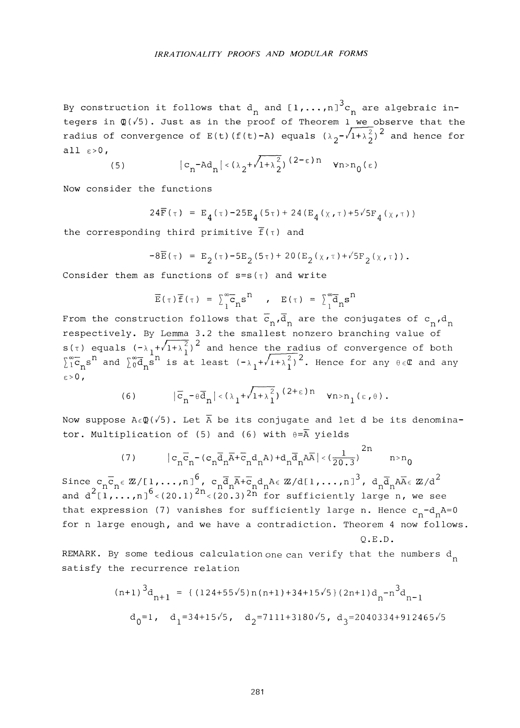By construction it follows that $d_n$ and $[1,\ldots,n]^3 c_n$ are algebraic integers in $\mathbb{Q}(\sqrt{5})$. Just as in the proof of Theorem 1 we observe that the radius of convergence of $E(t)(f(t)-A)$ equals $(\lambda_2-\sqrt{1+\lambda_2^2})^2$ and hence for all $\varepsilon>0$,

$$(5) \qquad |c_n - Ad_n| < (\lambda_2+\sqrt{1+\lambda_2^2})^{(2-\varepsilon)n} \quad \forall n>n_0(\varepsilon)$$

Now consider the functions

$$24\bar{F}(\tau) = E_4(\tau)-25E_4(5\tau)+24(E_4(\chi,\tau)+5\sqrt{5}F_4(\chi,\tau))$$

the corresponding third primitive $\bar{f}(\tau)$ and

$$-8\bar{E}(\tau) = E_2(\tau)-5E_2(5\tau)+20(E_2(\chi,\tau)+\sqrt{5}F_2(\chi,\tau)).$$

Consider them as functions of $s=s(\tau)$ and write

$$\bar{E}(\tau)\bar{f}(\tau) = \sum_1^\infty \bar{c}_n s^n \quad , \quad E(\tau) = \sum_1^\infty \bar{d}_n s^n$$

From the construction follows that $\bar{c}_n, \bar{d}_n$ are the conjugates of $c_n, d_n$ respectively. By Lemma 3.2 the smallest nonzero branching value of $s(\tau)$ equals $(-\lambda_1+\sqrt{1+\lambda_1^2})^2$ and hence the radius of convergence of both $\sum_1^\infty \bar{c}_n s^n$ and $\sum_0^\infty \bar{d}_n s^n$ is at least $(-\lambda_1+\sqrt{1+\lambda_1^2})^2$. Hence for any $\theta\in\mathbb{C}$ and any $\varepsilon>0$,

$$(6) \qquad |\bar{c}_n-\theta\bar{d}_n| < (\lambda_1+\sqrt{1+\lambda_1^2})^{(2+\varepsilon)n} \quad \forall n>n_1(\varepsilon,\theta).$$

Now suppose $A\in\mathbb{Q}(\sqrt{5})$. Let $\bar{A}$ be its conjugate and let $d$ be its denominator. Multiplication of (5) and (6) with $\theta=\bar{A}$ yields

$$(7) \qquad |c_n\bar{c}_n-(c_n\bar{d}_n\bar{A}+\bar{c}_n d_n A)+d_n\bar{d}_n A\bar{A}| < \left(\frac{1}{20.3}\right)^{2n} \qquad n>n_0$$

Since $c_n\bar{c}_n\in\mathbb{Z}/[1,\ldots,n]^6$, $c_n\bar{d}_n\bar{A}+\bar{c}_n d_n A\in\mathbb{Z}/d[1,\ldots,n]^3$, $d_n\bar{d}_n A\bar{A}\in\mathbb{Z}/d^2$ and $d^2[1,\ldots,n]^6<(20.1)^{2n}<(20.3)^{2n}$ for sufficiently large $n$, we see that expression (7) vanishes for sufficiently large $n$. Hence $c_n-d_nA=0$ for $n$ large enough, and we have a contradiction. Theorem 4 now follows.

Q.E.D.

REMARK. By some tedious calculation one can verify that the numbers $d_n$ satisfy the recurrence relation

$$(n+1)^3 d_{n+1} = \{(124+55\sqrt{5})n(n+1)+34+15\sqrt{5}\}(2n+1)d_n - n^3 d_{n-1}$$

$$d_0=1, \quad d_1=34+15\sqrt{5}, \quad d_2=7111+3180\sqrt{5}, \quad d_3=2040334+912465\sqrt{5}$$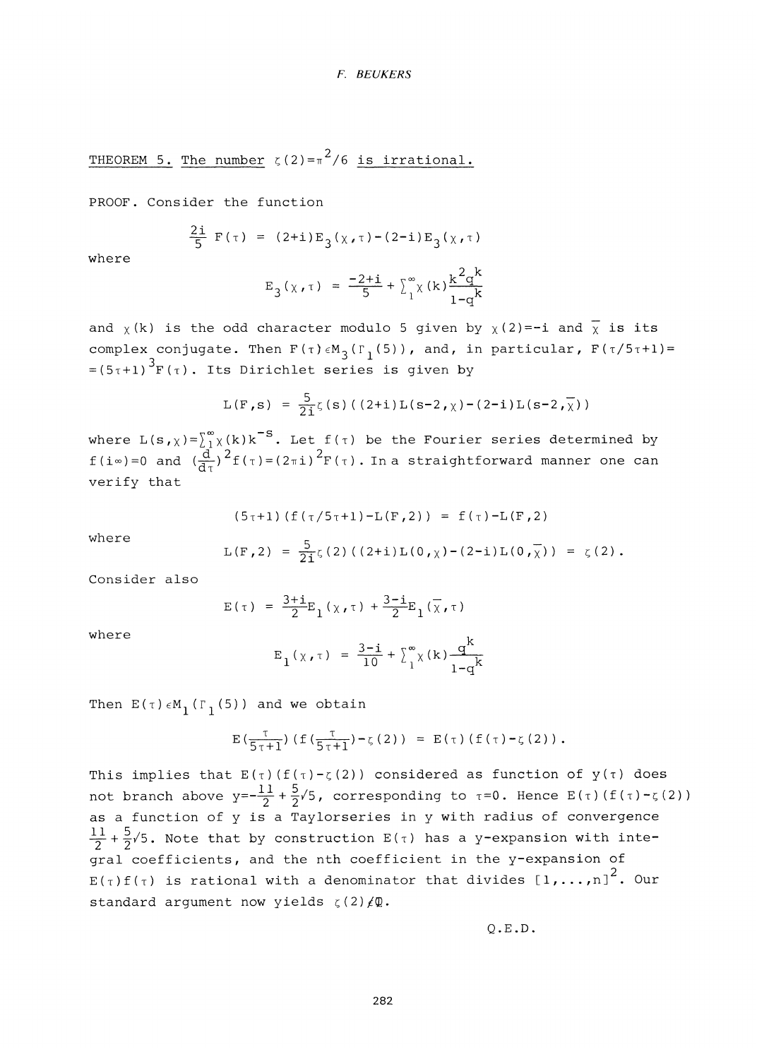THEOREM 5. The number $\zeta(2)=\pi^2/6$ is irrational.

PROOF. Consider the function

$$\frac{2i}{5}F(\tau) = (2+i)E_3(\chi,\tau)-(2-i)E_3(\chi,\tau)$$

where

$$E_3(\chi,\tau) = \frac{-2+i}{5} + \sum_1^\infty \chi(k)\frac{k^2 q^k}{1-q^k}$$

and $\chi(k)$ is the odd character modulo 5 given by $\chi(2)=-i$ and $\bar{\chi}$ is its complex conjugate. Then $F(\tau)\in M_3(\Gamma_1(5))$, and, in particular, $F(\tau/5\tau+1)= =(5\tau+1)^3 F(\tau)$. Its Dirichlet series is given by

$$L(F,s) = \frac{5}{2i}\zeta(s)((2+i)L(s-2,\chi)-(2-i)L(s-2,\bar{\chi}))$$

where $L(s,\chi)=\sum_1^\infty \chi(k)k^{-s}$. Let $f(\tau)$ be the Fourier series determined by $f(i\infty)=0$ and $(\frac{d}{d\tau})^2 f(\tau)=(2\pi i)^2 F(\tau)$. In a straightforward manner one can verify that

$$(5\tau+1)(f(\tau/5\tau+1)-L(F,2)) = f(\tau)-L(F,2)$$

where

$$L(F,2) = \frac{5}{2i}\zeta(2)((2+i)L(0,\chi)-(2-i)L(0,\bar{\chi})) = \zeta(2).$$

Consider also

$$E(\tau) = \frac{3+i}{2}E_1(\chi,\tau) + \frac{3-i}{2}E_1(\bar{\chi},\tau)$$

where

$$E_1(\chi,\tau) = \frac{3-i}{10} + \sum_1^\infty \chi(k)\frac{q^k}{1-q^k}$$

Then $E(\tau)\in M_1(\Gamma_1(5))$ and we obtain

$$E(\tfrac{\tau}{5\tau+1})(f(\tfrac{\tau}{5\tau+1})-\zeta(2)) = E(\tau)(f(\tau)-\zeta(2)).$$

This implies that $E(\tau)(f(\tau)-\zeta(2))$ considered as function of $y(\tau)$ does not branch above $y=-\frac{11}{2}+\frac{5}{2}\sqrt{5}$, corresponding to $\tau=0$. Hence $E(\tau)(f(\tau)-\zeta(2))$ as a function of $y$ is a Taylorseries in $y$ with radius of convergence $\frac{11}{2}+\frac{5}{2}\sqrt{5}$. Note that by construction $E(\tau)$ has a $y$-expansion with integral coefficients, and the nth coefficient in the $y$-expansion of $E(\tau)f(\tau)$ is rational with a denominator that divides $[1,\ldots,n]^2$. Our standard argument now yields $\zeta(2)\notin\mathbb{Q}$.

Q.E.D.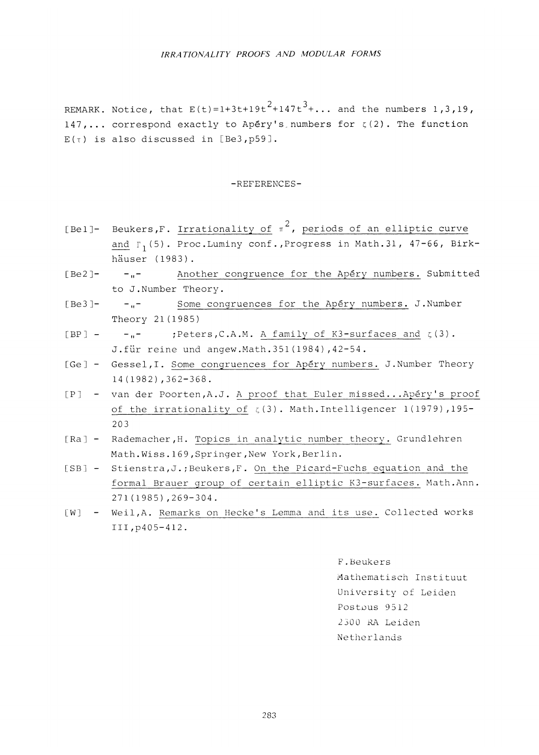REMARK. Notice, that $E(t)=1+3t+19t^2+147t^3+\ldots$ and the numbers 1,3,19, 147,... correspond exactly to Apéry's numbers for $\zeta(2)$. The function $E(\tau)$ is also discussed in [Be3,p59].

## -REFERENCES-

[Be1]- Beukers,F. Irrationality of $\pi^2$, periods of an elliptic curve and $\Gamma_1(5)$. Proc.Luminy conf.,Progress in Math.31, 47-66, Birkhäuser (1983).

[Be2]- -"- Another congruence for the Apéry numbers. Submitted to J.Number Theory.

[Be3]- -"- Some congruences for the Apéry numbers. J.Number Theory 21(1985)

[BP] - -"- ;Peters,C.A.M. A family of K3-surfaces and $\zeta(3)$. J.für reine und angew.Math.351(1984),42-54.

[Ge] - Gessel,I. Some congruences for Apéry numbers. J.Number Theory 14(1982),362-368.

[P] - van der Poorten,A.J. A proof that Euler missed...Apéry's proof of the irrationality of $\zeta(3)$. Math.Intelligencer 1(1979),195-203

[Ra] - Rademacher,H. Topics in analytic number theory. Grundlehren Math.Wiss.169,Springer,New York,Berlin.

[SB] - Stienstra,J.;Beukers,F. On the Picard-Fuchs equation and the formal Brauer group of certain elliptic K3-surfaces. Math.Ann. 271(1985),269-304.

[W] - Weil,A. Remarks on Hecke's Lemma and its use. Collected works III,p405-412.

F.Beukers
Mathematisch Instituut
University of Leiden
Postbus 9512
2300 RA Leiden
Netherlands